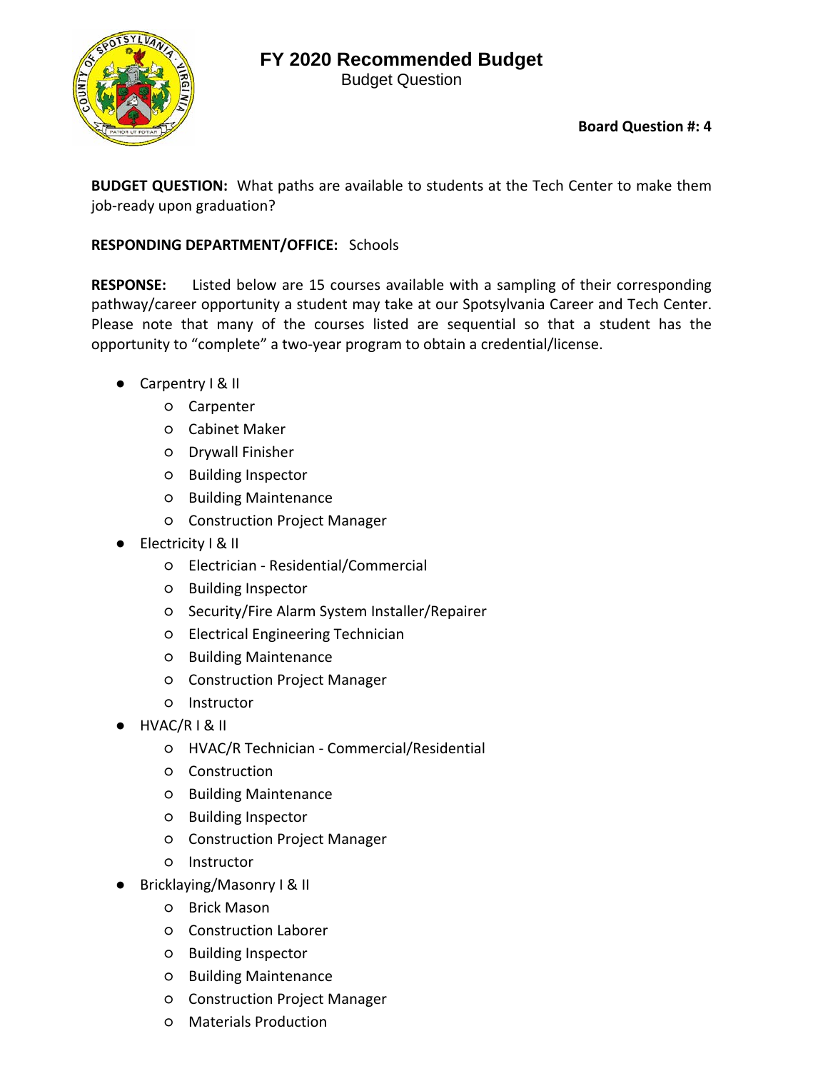# FY 2020 Recommended Budget

Budget Question

**Board Question #: 4**

**BUDGET QUESTION:** What paths are available to students at the Tech Center to make them job-ready upon graduation?

**RESPONDING DEPARTMENT/OFFICE:** Schools

**RESPONSE:** Listed below are 15 courses available with a sampling of their corresponding pathway/career opportunity a student may take at our Spotsylvania Career and Tech Center. Please note that many of the courses listed are sequential so that a student has the opportunity to "complete" a two-year program to obtain a credential/license.

- Carpentry I & II
  - Carpenter
  - Cabinet Maker
  - Drywall Finisher
  - Building Inspector
  - Building Maintenance
  - Construction Project Manager
- Electricity I & II
  - Electrician - Residential/Commercial
  - Building Inspector
  - Security/Fire Alarm System Installer/Repairer
  - Electrical Engineering Technician
  - Building Maintenance
  - Construction Project Manager
  - Instructor
- HVAC/R I & II
  - HVAC/R Technician - Commercial/Residential
  - Construction
  - Building Maintenance
  - Building Inspector
  - Construction Project Manager
  - Instructor
- Bricklaying/Masonry I & II
  - Brick Mason
  - Construction Laborer
  - Building Inspector
  - Building Maintenance
  - Construction Project Manager
  - Materials Production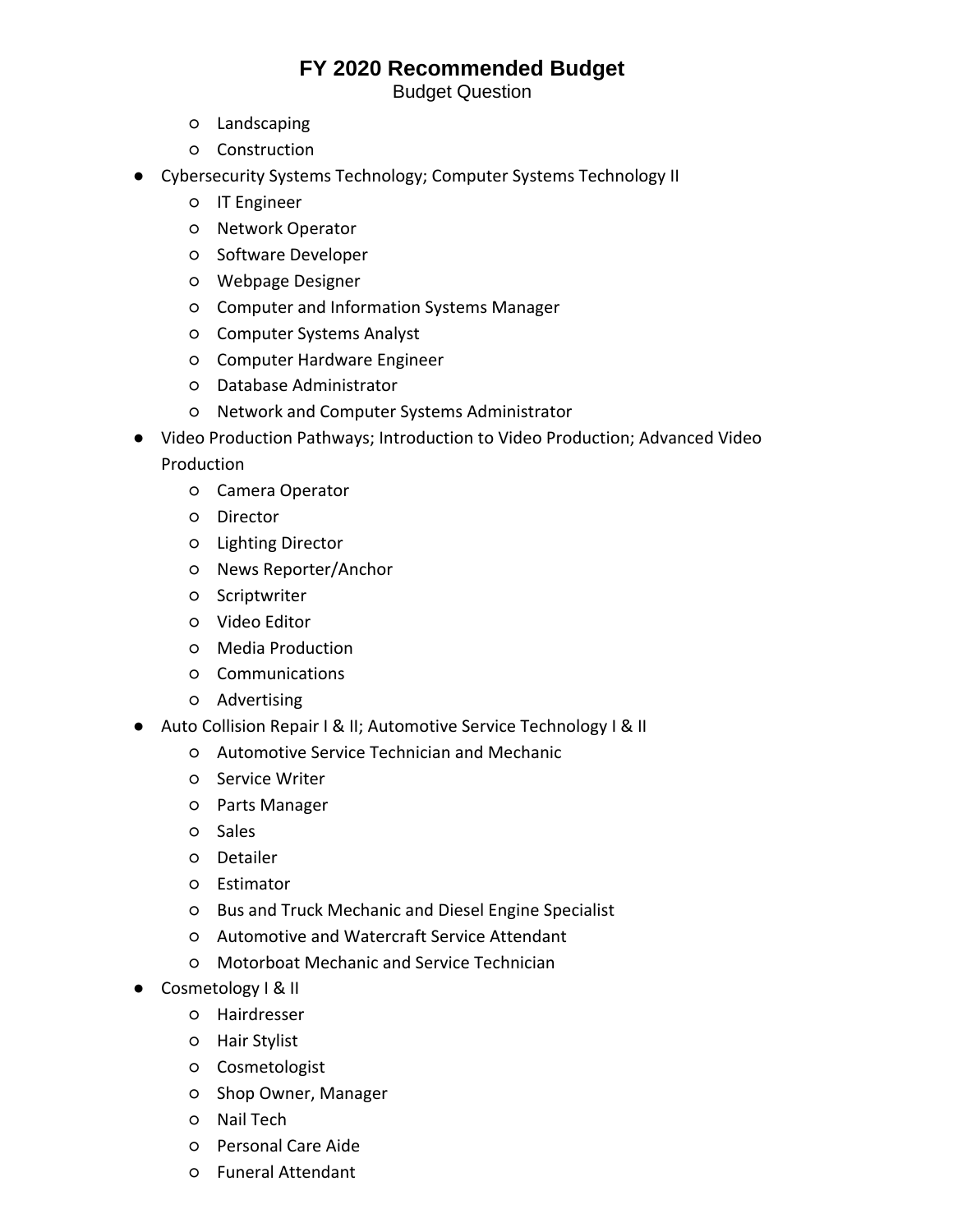- Landscaping
- Construction

- Cybersecurity Systems Technology; Computer Systems Technology II
  - IT Engineer
  - Network Operator
  - Software Developer
  - Webpage Designer
  - Computer and Information Systems Manager
  - Computer Systems Analyst
  - Computer Hardware Engineer
  - Database Administrator
  - Network and Computer Systems Administrator
- Video Production Pathways; Introduction to Video Production; Advanced Video Production
  - Camera Operator
  - Director
  - Lighting Director
  - News Reporter/Anchor
  - Scriptwriter
  - Video Editor
  - Media Production
  - Communications
  - Advertising
- Auto Collision Repair I & II; Automotive Service Technology I & II
  - Automotive Service Technician and Mechanic
  - Service Writer
  - Parts Manager
  - Sales
  - Detailer
  - Estimator
  - Bus and Truck Mechanic and Diesel Engine Specialist
  - Automotive and Watercraft Service Attendant
  - Motorboat Mechanic and Service Technician
- Cosmetology I & II
  - Hairdresser
  - Hair Stylist
  - Cosmetologist
  - Shop Owner, Manager
  - Nail Tech
  - Personal Care Aide
  - Funeral Attendant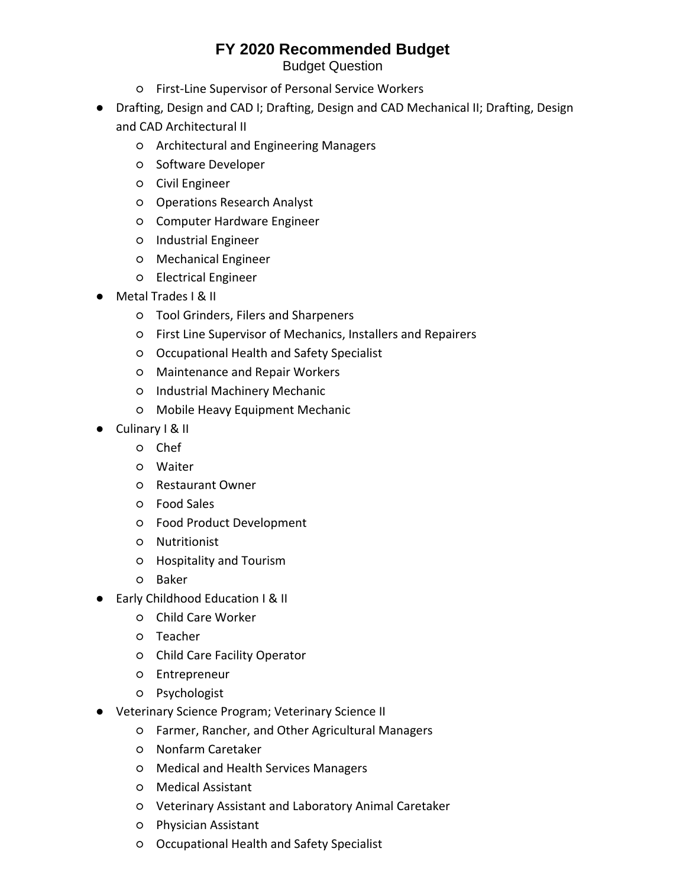- First-Line Supervisor of Personal Service Workers

- Drafting, Design and CAD I; Drafting, Design and CAD Mechanical II; Drafting, Design and CAD Architectural II
  - Architectural and Engineering Managers
  - Software Developer
  - Civil Engineer
  - Operations Research Analyst
  - Computer Hardware Engineer
  - Industrial Engineer
  - Mechanical Engineer
  - Electrical Engineer
- Metal Trades I & II
  - Tool Grinders, Filers and Sharpeners
  - First Line Supervisor of Mechanics, Installers and Repairers
  - Occupational Health and Safety Specialist
  - Maintenance and Repair Workers
  - Industrial Machinery Mechanic
  - Mobile Heavy Equipment Mechanic
- Culinary I & II
  - Chef
  - Waiter
  - Restaurant Owner
  - Food Sales
  - Food Product Development
  - Nutritionist
  - Hospitality and Tourism
  - Baker
- Early Childhood Education I & II
  - Child Care Worker
  - Teacher
  - Child Care Facility Operator
  - Entrepreneur
  - Psychologist
- Veterinary Science Program; Veterinary Science II
  - Farmer, Rancher, and Other Agricultural Managers
  - Nonfarm Caretaker
  - Medical and Health Services Managers
  - Medical Assistant
  - Veterinary Assistant and Laboratory Animal Caretaker
  - Physician Assistant
  - Occupational Health and Safety Specialist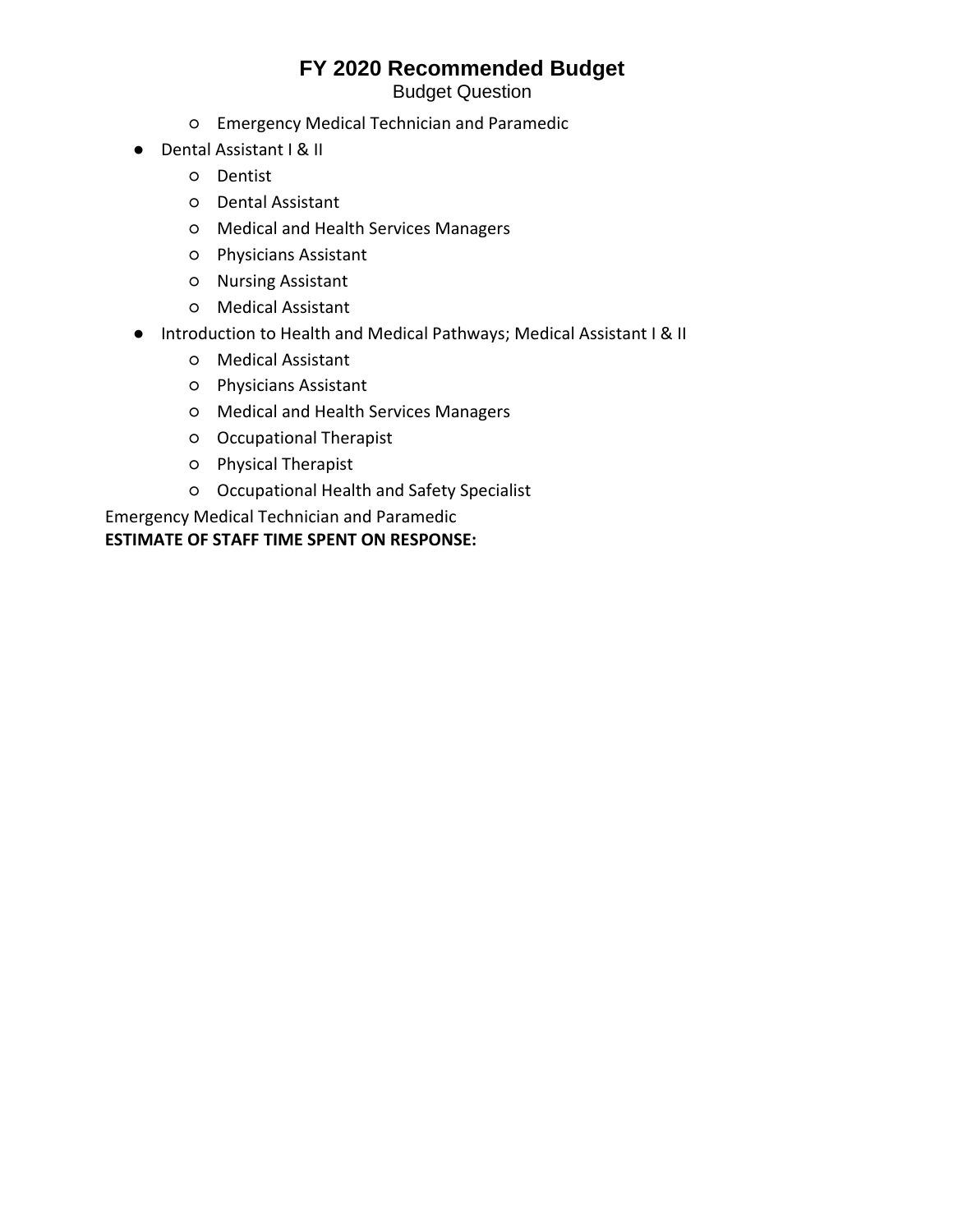- Emergency Medical Technician and Paramedic
- Dental Assistant I & II
    - Dentist
    - Dental Assistant
    - Medical and Health Services Managers
    - Physicians Assistant
    - Nursing Assistant
    - Medical Assistant
- Introduction to Health and Medical Pathways; Medical Assistant I & II
    - Medical Assistant
    - Physicians Assistant
    - Medical and Health Services Managers
    - Occupational Therapist
    - Physical Therapist
    - Occupational Health and Safety Specialist

Emergency Medical Technician and Paramedic

**ESTIMATE OF STAFF TIME SPENT ON RESPONSE:**